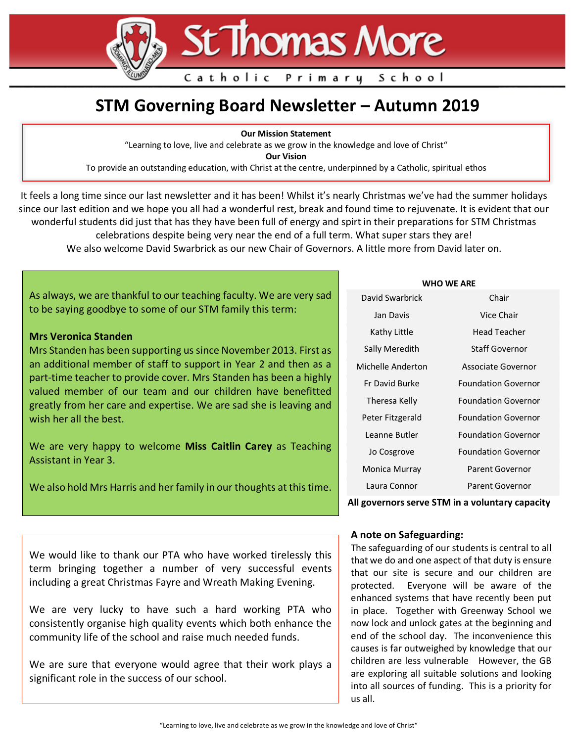# St Thomas More

Catholic Primary School

## STM Governing Board Newsletter – Autumn 2019

**Our Mission Statement**

"Learning to love, live and celebrate as we grow in the knowledge and love of Christ"

**Our Vision**

To provide an outstanding education, with Christ at the centre, underpinned by a Catholic, spiritual ethos

It feels a long time since our last newsletter and it has been! Whilst it's nearly Christmas we've had the summer holidays since our last edition and we hope you all had a wonderful rest, break and found time to rejuvenate. It is evident that our wonderful students did just that has they have been full of energy and spirt in their preparations for STM Christmas celebrations despite being very near the end of a full term. What super stars they are!

We also welcome David Swarbrick as our new Chair of Governors. A little more from David later on.

As always, we are thankful to our teaching faculty. We are very sad to be saying goodbye to some of our STM family this term:

**Mrs Veronica Standen**

Mrs Standen has been supporting us since November 2013. First as an additional member of staff to support in Year 2 and then as a part-time teacher to provide cover. Mrs Standen has been a highly valued member of our team and our children have benefitted greatly from her care and expertise. We are sad she is leaving and wish her all the best.

We are very happy to welcome **Miss Caitlin Carey** as Teaching Assistant in Year 3.

We also hold Mrs Harris and her family in our thoughts at this time.

**WHO WE ARE**

| Name | Role |
|---|---|
| David Swarbrick | Chair |
| Jan Davis | Vice Chair |
| Kathy Little | Head Teacher |
| Sally Meredith | Staff Governor |
| Michelle Anderton | Associate Governor |
| Fr David Burke | Foundation Governor |
| Theresa Kelly | Foundation Governor |
| Peter Fitzgerald | Foundation Governor |
| Leanne Butler | Foundation Governor |
| Jo Cosgrove | Foundation Governor |
| Monica Murray | Parent Governor |
| Laura Connor | Parent Governor |

**All governors serve STM in a voluntary capacity**

We would like to thank our PTA who have worked tirelessly this term bringing together a number of very successful events including a great Christmas Fayre and Wreath Making Evening.

We are very lucky to have such a hard working PTA who consistently organise high quality events which both enhance the community life of the school and raise much needed funds.

We are sure that everyone would agree that their work plays a significant role in the success of our school.

### A note on Safeguarding:

The safeguarding of our students is central to all that we do and one aspect of that duty is ensure that our site is secure and our children are protected. Everyone will be aware of the enhanced systems that have recently been put in place. Together with Greenway School we now lock and unlock gates at the beginning and end of the school day. The inconvenience this causes is far outweighed by knowledge that our children are less vulnerable However, the GB are exploring all suitable solutions and looking into all sources of funding. This is a priority for us all.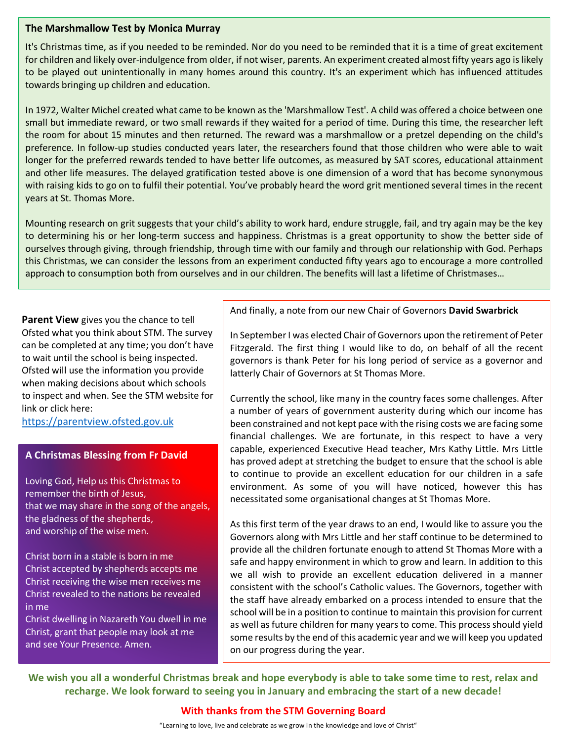## The Marshmallow Test by Monica Murray

It's Christmas time, as if you needed to be reminded. Nor do you need to be reminded that it is a time of great excitement for children and likely over-indulgence from older, if not wiser, parents. An experiment created almost fifty years ago is likely to be played out unintentionally in many homes around this country. It's an experiment which has influenced attitudes towards bringing up children and education.

In 1972, Walter Michel created what came to be known as the 'Marshmallow Test'. A child was offered a choice between one small but immediate reward, or two small rewards if they waited for a period of time. During this time, the researcher left the room for about 15 minutes and then returned. The reward was a marshmallow or a pretzel depending on the child's preference. In follow-up studies conducted years later, the researchers found that those children who were able to wait longer for the preferred rewards tended to have better life outcomes, as measured by SAT scores, educational attainment and other life measures. The delayed gratification tested above is one dimension of a word that has become synonymous with raising kids to go on to fulfil their potential. You've probably heard the word grit mentioned several times in the recent years at St. Thomas More.

Mounting research on grit suggests that your child's ability to work hard, endure struggle, fail, and try again may be the key to determining his or her long-term success and happiness. Christmas is a great opportunity to show the better side of ourselves through giving, through friendship, through time with our family and through our relationship with God. Perhaps this Christmas, we can consider the lessons from an experiment conducted fifty years ago to encourage a more controlled approach to consumption both from ourselves and in our children. The benefits will last a lifetime of Christmases…

**Parent View** gives you the chance to tell Ofsted what you think about STM. The survey can be completed at any time; you don't have to wait until the school is being inspected. Ofsted will use the information you provide when making decisions about which schools to inspect and when. See the STM website for link or click here:
https://parentview.ofsted.gov.uk

## A Christmas Blessing from Fr David

Loving God, Help us this Christmas to remember the birth of Jesus,
that we may share in the song of the angels,
the gladness of the shepherds,
and worship of the wise men.

Christ born in a stable is born in me
Christ accepted by shepherds accepts me
Christ receiving the wise men receives me
Christ revealed to the nations be revealed in me
Christ dwelling in Nazareth You dwell in me
Christ, grant that people may look at me
and see Your Presence. Amen.

And finally, a note from our new Chair of Governors **David Swarbrick**

In September I was elected Chair of Governors upon the retirement of Peter Fitzgerald. The first thing I would like to do, on behalf of all the recent governors is thank Peter for his long period of service as a governor and latterly Chair of Governors at St Thomas More.

Currently the school, like many in the country faces some challenges. After a number of years of government austerity during which our income has been constrained and not kept pace with the rising costs we are facing some financial challenges. We are fortunate, in this respect to have a very capable, experienced Executive Head teacher, Mrs Kathy Little. Mrs Little has proved adept at stretching the budget to ensure that the school is able to continue to provide an excellent education for our children in a safe environment. As some of you will have noticed, however this has necessitated some organisational changes at St Thomas More.

As this first term of the year draws to an end, I would like to assure you the Governors along with Mrs Little and her staff continue to be determined to provide all the children fortunate enough to attend St Thomas More with a safe and happy environment in which to grow and learn. In addition to this we all wish to provide an excellent education delivered in a manner consistent with the school's Catholic values. The Governors, together with the staff have already embarked on a process intended to ensure that the school will be in a position to continue to maintain this provision for current as well as future children for many years to come. This process should yield some results by the end of this academic year and we will keep you updated on our progress during the year.

**We wish you all a wonderful Christmas break and hope everybody is able to take some time to rest, relax and recharge. We look forward to seeing you in January and embracing the start of a new decade!**

**With thanks from the STM Governing Board**

"Learning to love, live and celebrate as we grow in the knowledge and love of Christ"